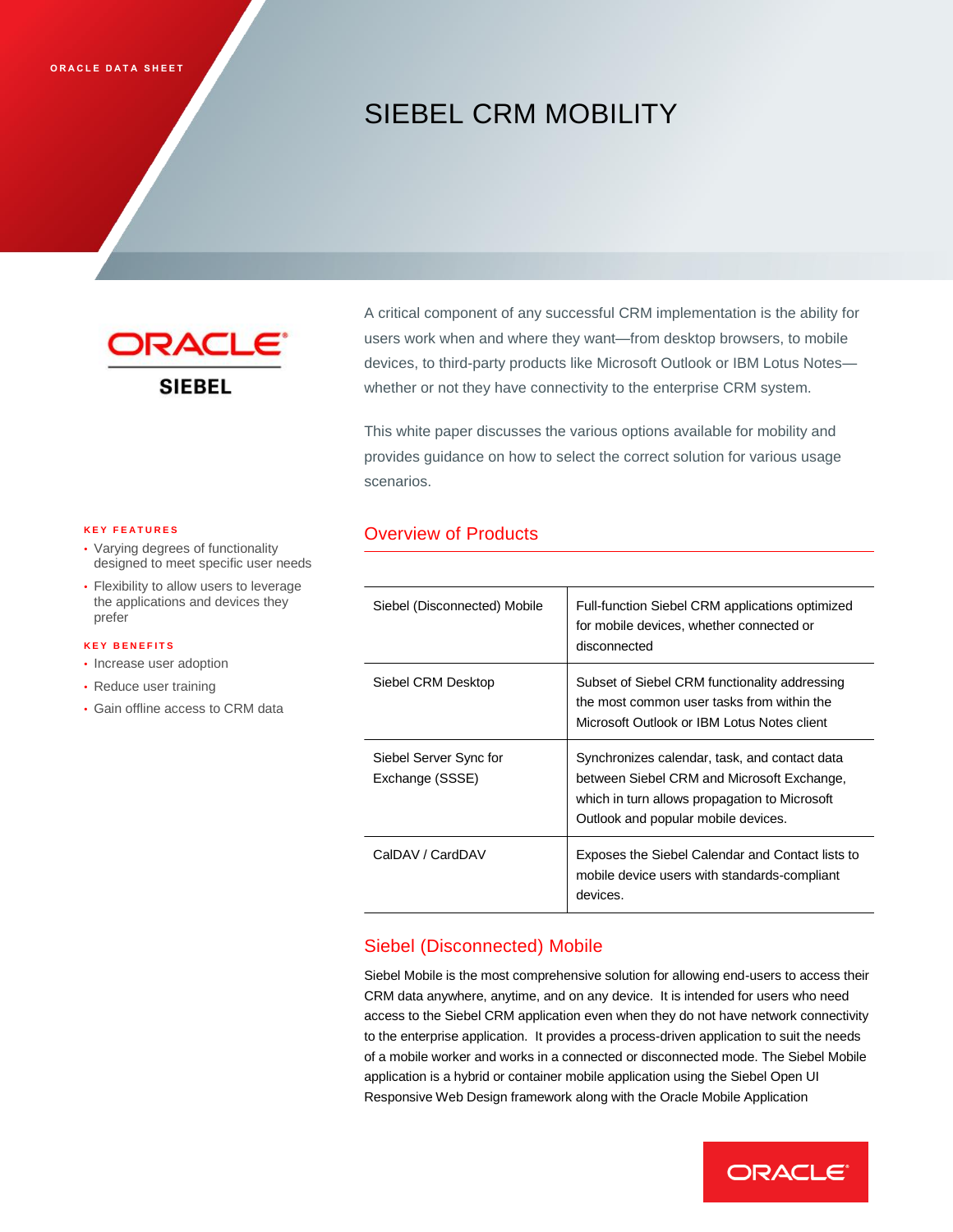ORACLE DATA SHEET

# SIEBEL CRM MOBILITY

ORACLE SIEBEL

A critical component of any successful CRM implementation is the ability for users work when and where they want—from desktop browsers, to mobile devices, to third-party products like Microsoft Outlook or IBM Lotus Notes—whether or not they have connectivity to the enterprise CRM system.

This white paper discusses the various options available for mobility and provides guidance on how to select the correct solution for various usage scenarios.

**KEY FEATURES**

- Varying degrees of functionality designed to meet specific user needs
- Flexibility to allow users to leverage the applications and devices they prefer

**KEY BENEFITS**

- Increase user adoption
- Reduce user training
- Gain offline access to CRM data

## Overview of Products

| | |
|---|---|
| Siebel (Disconnected) Mobile | Full-function Siebel CRM applications optimized for mobile devices, whether connected or disconnected |
| Siebel CRM Desktop | Subset of Siebel CRM functionality addressing the most common user tasks from within the Microsoft Outlook or IBM Lotus Notes client |
| Siebel Server Sync for Exchange (SSSE) | Synchronizes calendar, task, and contact data between Siebel CRM and Microsoft Exchange, which in turn allows propagation to Microsoft Outlook and popular mobile devices. |
| CalDAV / CardDAV | Exposes the Siebel Calendar and Contact lists to mobile device users with standards-compliant devices. |

## Siebel (Disconnected) Mobile

Siebel Mobile is the most comprehensive solution for allowing end-users to access their CRM data anywhere, anytime, and on any device. It is intended for users who need access to the Siebel CRM application even when they do not have network connectivity to the enterprise application. It provides a process-driven application to suit the needs of a mobile worker and works in a connected or disconnected mode. The Siebel Mobile application is a hybrid or container mobile application using the Siebel Open UI Responsive Web Design framework along with the Oracle Mobile Application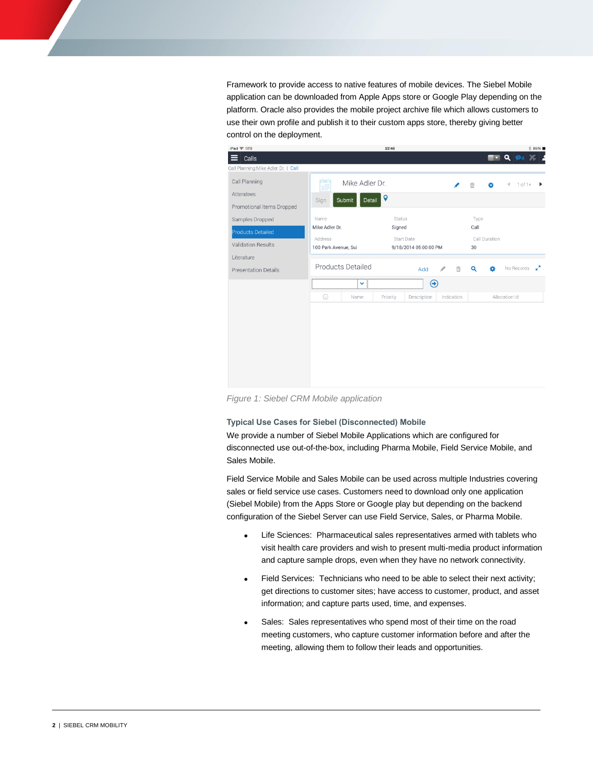Framework to provide access to native features of mobile devices. The Siebel Mobile application can be downloaded from Apple Apps store or Google Play depending on the platform. Oracle also provides the mobile project archive file which allows customers to use their own profile and publish it to their custom apps store, thereby giving better control on the deployment.

*Figure 1: Siebel CRM Mobile application*

**Typical Use Cases for Siebel (Disconnected) Mobile**

We provide a number of Siebel Mobile Applications which are configured for disconnected use out-of-the-box, including Pharma Mobile, Field Service Mobile, and Sales Mobile.

Field Service Mobile and Sales Mobile can be used across multiple Industries covering sales or field service use cases. Customers need to download only one application (Siebel Mobile) from the Apps Store or Google play but depending on the backend configuration of the Siebel Server can use Field Service, Sales, or Pharma Mobile.

- Life Sciences: Pharmaceutical sales representatives armed with tablets who visit health care providers and wish to present multi-media product information and capture sample drops, even when they have no network connectivity.
- Field Services: Technicians who need to be able to select their next activity; get directions to customer sites; have access to customer, product, and asset information; and capture parts used, time, and expenses.
- Sales: Sales representatives who spend most of their time on the road meeting customers, who capture customer information before and after the meeting, allowing them to follow their leads and opportunities.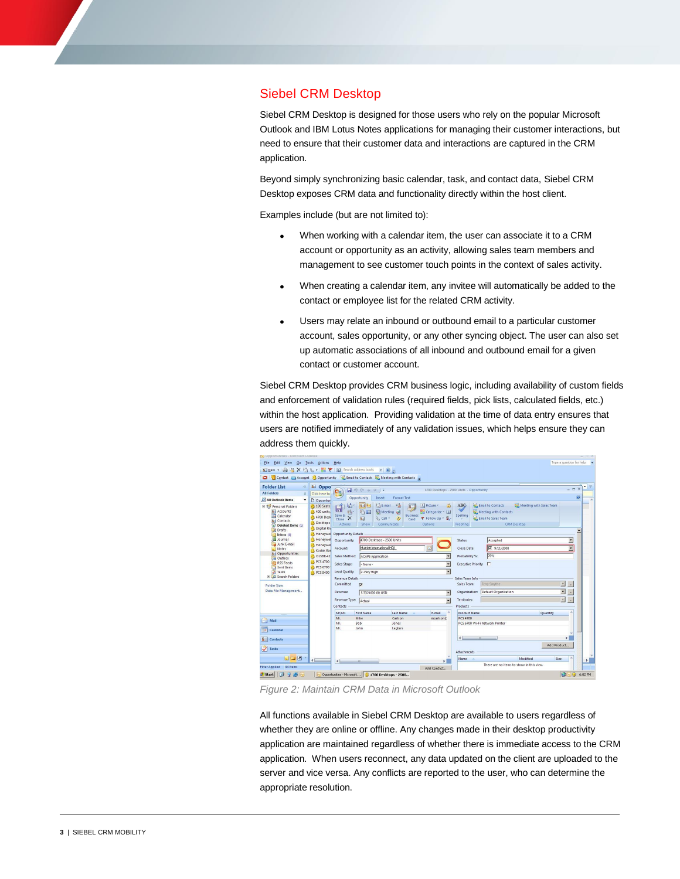## Siebel CRM Desktop

Siebel CRM Desktop is designed for those users who rely on the popular Microsoft Outlook and IBM Lotus Notes applications for managing their customer interactions, but need to ensure that their customer data and interactions are captured in the CRM application.

Beyond simply synchronizing basic calendar, task, and contact data, Siebel CRM Desktop exposes CRM data and functionality directly within the host client.

Examples include (but are not limited to):

- When working with a calendar item, the user can associate it to a CRM account or opportunity as an activity, allowing sales team members and management to see customer touch points in the context of sales activity.
- When creating a calendar item, any invitee will automatically be added to the contact or employee list for the related CRM activity.
- Users may relate an inbound or outbound email to a particular customer account, sales opportunity, or any other syncing object. The user can also set up automatic associations of all inbound and outbound email for a given contact or customer account.

Siebel CRM Desktop provides CRM business logic, including availability of custom fields and enforcement of validation rules (required fields, pick lists, calculated fields, etc.) within the host application. Providing validation at the time of data entry ensures that users are notified immediately of any validation issues, which helps ensure they can address them quickly.

*Figure 2: Maintain CRM Data in Microsoft Outlook*

All functions available in Siebel CRM Desktop are available to users regardless of whether they are online or offline. Any changes made in their desktop productivity application are maintained regardless of whether there is immediate access to the CRM application. When users reconnect, any data updated on the client are uploaded to the server and vice versa. Any conflicts are reported to the user, who can determine the appropriate resolution.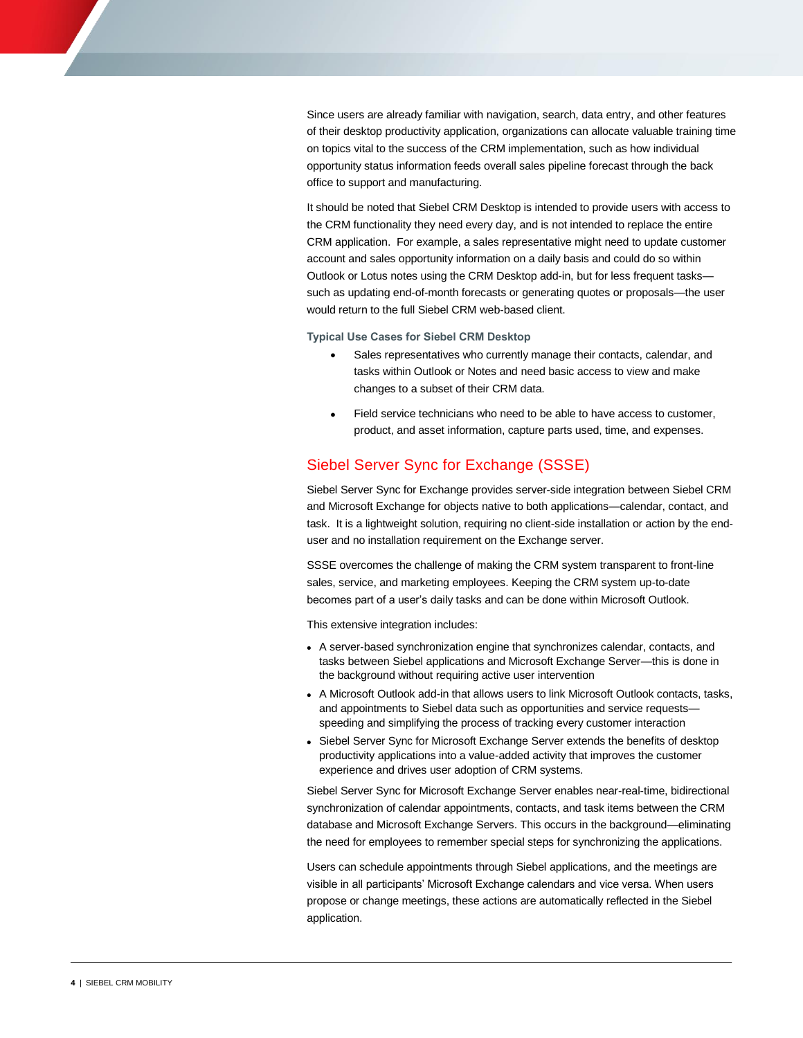Since users are already familiar with navigation, search, data entry, and other features of their desktop productivity application, organizations can allocate valuable training time on topics vital to the success of the CRM implementation, such as how individual opportunity status information feeds overall sales pipeline forecast through the back office to support and manufacturing.

It should be noted that Siebel CRM Desktop is intended to provide users with access to the CRM functionality they need every day, and is not intended to replace the entire CRM application. For example, a sales representative might need to update customer account and sales opportunity information on a daily basis and could do so within Outlook or Lotus notes using the CRM Desktop add-in, but for less frequent tasks—such as updating end-of-month forecasts or generating quotes or proposals—the user would return to the full Siebel CRM web-based client.

### Typical Use Cases for Siebel CRM Desktop

- Sales representatives who currently manage their contacts, calendar, and tasks within Outlook or Notes and need basic access to view and make changes to a subset of their CRM data.
- Field service technicians who need to be able to have access to customer, product, and asset information, capture parts used, time, and expenses.

## Siebel Server Sync for Exchange (SSSE)

Siebel Server Sync for Exchange provides server-side integration between Siebel CRM and Microsoft Exchange for objects native to both applications—calendar, contact, and task. It is a lightweight solution, requiring no client-side installation or action by the end-user and no installation requirement on the Exchange server.

SSSE overcomes the challenge of making the CRM system transparent to front-line sales, service, and marketing employees. Keeping the CRM system up-to-date becomes part of a user's daily tasks and can be done within Microsoft Outlook.

This extensive integration includes:

- A server-based synchronization engine that synchronizes calendar, contacts, and tasks between Siebel applications and Microsoft Exchange Server—this is done in the background without requiring active user intervention
- A Microsoft Outlook add-in that allows users to link Microsoft Outlook contacts, tasks, and appointments to Siebel data such as opportunities and service requests—speeding and simplifying the process of tracking every customer interaction
- Siebel Server Sync for Microsoft Exchange Server extends the benefits of desktop productivity applications into a value-added activity that improves the customer experience and drives user adoption of CRM systems.

Siebel Server Sync for Microsoft Exchange Server enables near-real-time, bidirectional synchronization of calendar appointments, contacts, and task items between the CRM database and Microsoft Exchange Servers. This occurs in the background—eliminating the need for employees to remember special steps for synchronizing the applications.

Users can schedule appointments through Siebel applications, and the meetings are visible in all participants' Microsoft Exchange calendars and vice versa. When users propose or change meetings, these actions are automatically reflected in the Siebel application.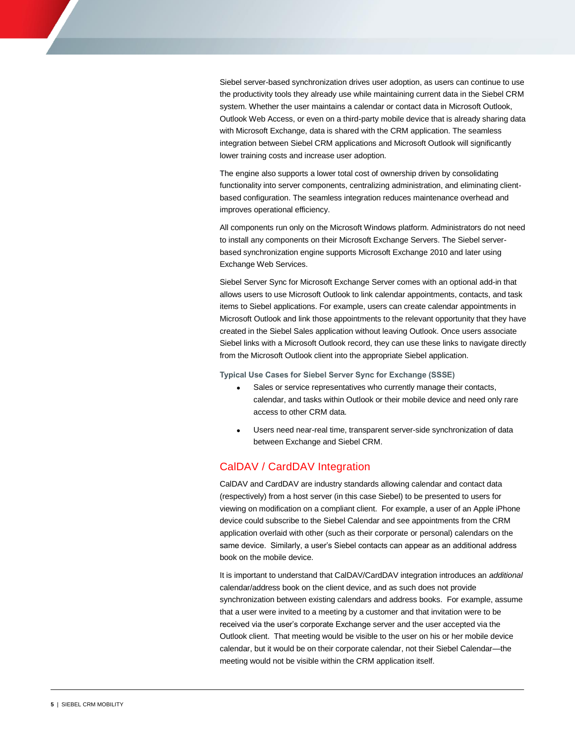Siebel server-based synchronization drives user adoption, as users can continue to use the productivity tools they already use while maintaining current data in the Siebel CRM system. Whether the user maintains a calendar or contact data in Microsoft Outlook, Outlook Web Access, or even on a third-party mobile device that is already sharing data with Microsoft Exchange, data is shared with the CRM application. The seamless integration between Siebel CRM applications and Microsoft Outlook will significantly lower training costs and increase user adoption.

The engine also supports a lower total cost of ownership driven by consolidating functionality into server components, centralizing administration, and eliminating client-based configuration. The seamless integration reduces maintenance overhead and improves operational efficiency.

All components run only on the Microsoft Windows platform. Administrators do not need to install any components on their Microsoft Exchange Servers. The Siebel server-based synchronization engine supports Microsoft Exchange 2010 and later using Exchange Web Services.

Siebel Server Sync for Microsoft Exchange Server comes with an optional add-in that allows users to use Microsoft Outlook to link calendar appointments, contacts, and task items to Siebel applications. For example, users can create calendar appointments in Microsoft Outlook and link those appointments to the relevant opportunity that they have created in the Siebel Sales application without leaving Outlook. Once users associate Siebel links with a Microsoft Outlook record, they can use these links to navigate directly from the Microsoft Outlook client into the appropriate Siebel application.

### Typical Use Cases for Siebel Server Sync for Exchange (SSSE)

- Sales or service representatives who currently manage their contacts, calendar, and tasks within Outlook or their mobile device and need only rare access to other CRM data.
- Users need near-real time, transparent server-side synchronization of data between Exchange and Siebel CRM.

## CalDAV / CardDAV Integration

CalDAV and CardDAV are industry standards allowing calendar and contact data (respectively) from a host server (in this case Siebel) to be presented to users for viewing on modification on a compliant client. For example, a user of an Apple iPhone device could subscribe to the Siebel Calendar and see appointments from the CRM application overlaid with other (such as their corporate or personal) calendars on the same device. Similarly, a user's Siebel contacts can appear as an additional address book on the mobile device.

It is important to understand that CalDAV/CardDAV integration introduces an *additional* calendar/address book on the client device, and as such does not provide synchronization between existing calendars and address books. For example, assume that a user were invited to a meeting by a customer and that invitation were to be received via the user's corporate Exchange server and the user accepted via the Outlook client. That meeting would be visible to the user on his or her mobile device calendar, but it would be on their corporate calendar, not their Siebel Calendar—the meeting would not be visible within the CRM application itself.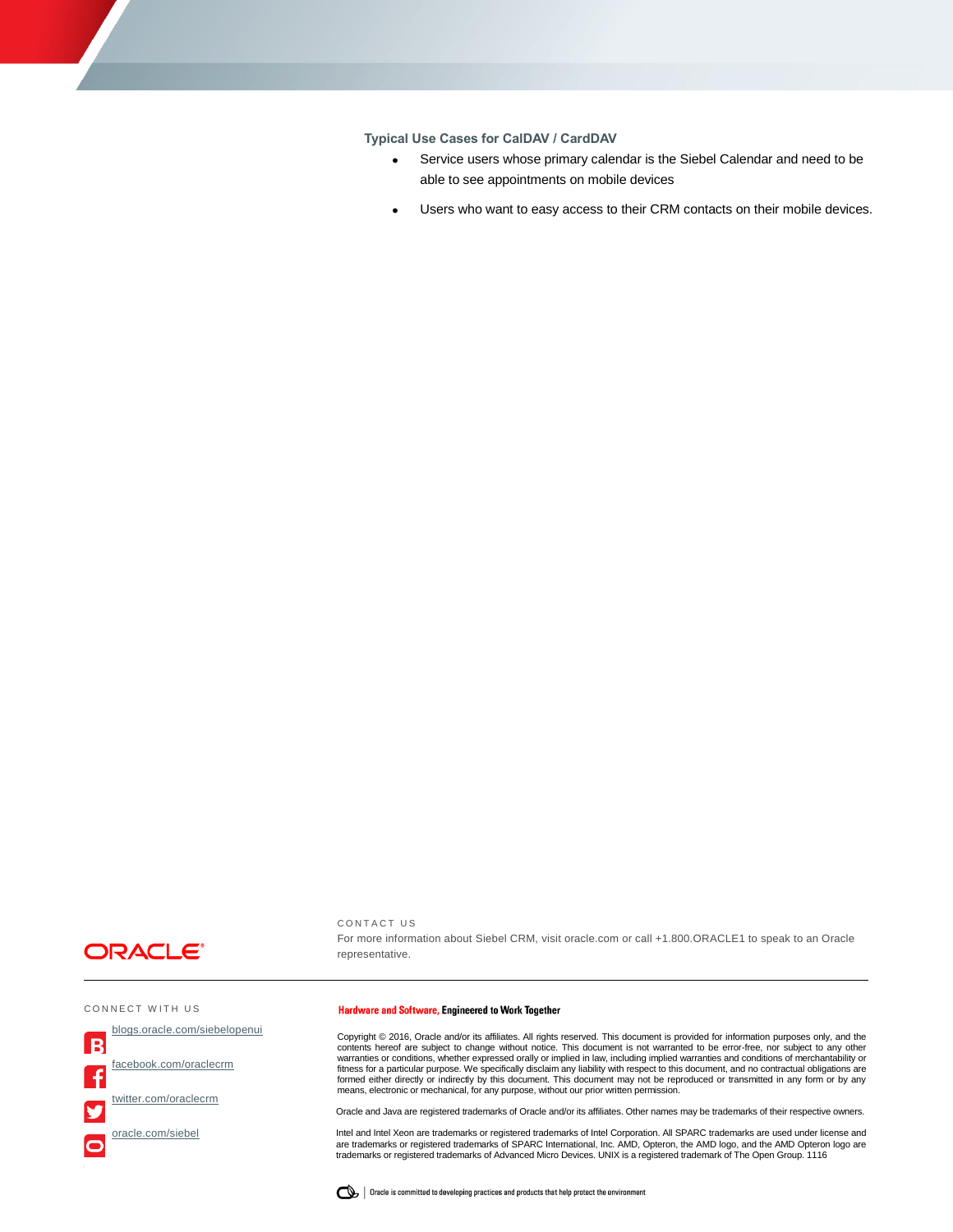### Typical Use Cases for CalDAV / CardDAV

- Service users whose primary calendar is the Siebel Calendar and need to be able to see appointments on mobile devices
- Users who want to easy access to their CRM contacts on their mobile devices.

ORACLE

CONTACT US

For more information about Siebel CRM, visit oracle.com or call +1.800.ORACLE1 to speak to an Oracle representative.

CONNECT WITH US

blogs.oracle.com/siebelopenui

facebook.com/oraclecrm

twitter.com/oraclecrm

oracle.com/siebel

**Hardware and Software, Engineered to Work Together**

Copyright © 2016, Oracle and/or its affiliates. All rights reserved. This document is provided for information purposes only, and the contents hereof are subject to change without notice. This document is not warranted to be error-free, nor subject to any other warranties or conditions, whether expressed orally or implied in law, including implied warranties and conditions of merchantability or fitness for a particular purpose. We specifically disclaim any liability with respect to this document, and no contractual obligations are formed either directly or indirectly by this document. This document may not be reproduced or transmitted in any form or by any means, electronic or mechanical, for any purpose, without our prior written permission.

Oracle and Java are registered trademarks of Oracle and/or its affiliates. Other names may be trademarks of their respective owners.

Intel and Intel Xeon are trademarks or registered trademarks of Intel Corporation. All SPARC trademarks are used under license and are trademarks or registered trademarks of SPARC International, Inc. AMD, Opteron, the AMD logo, and the AMD Opteron logo are trademarks or registered trademarks of Advanced Micro Devices. UNIX is a registered trademark of The Open Group. 1116

Oracle is committed to developing practices and products that help protect the environment